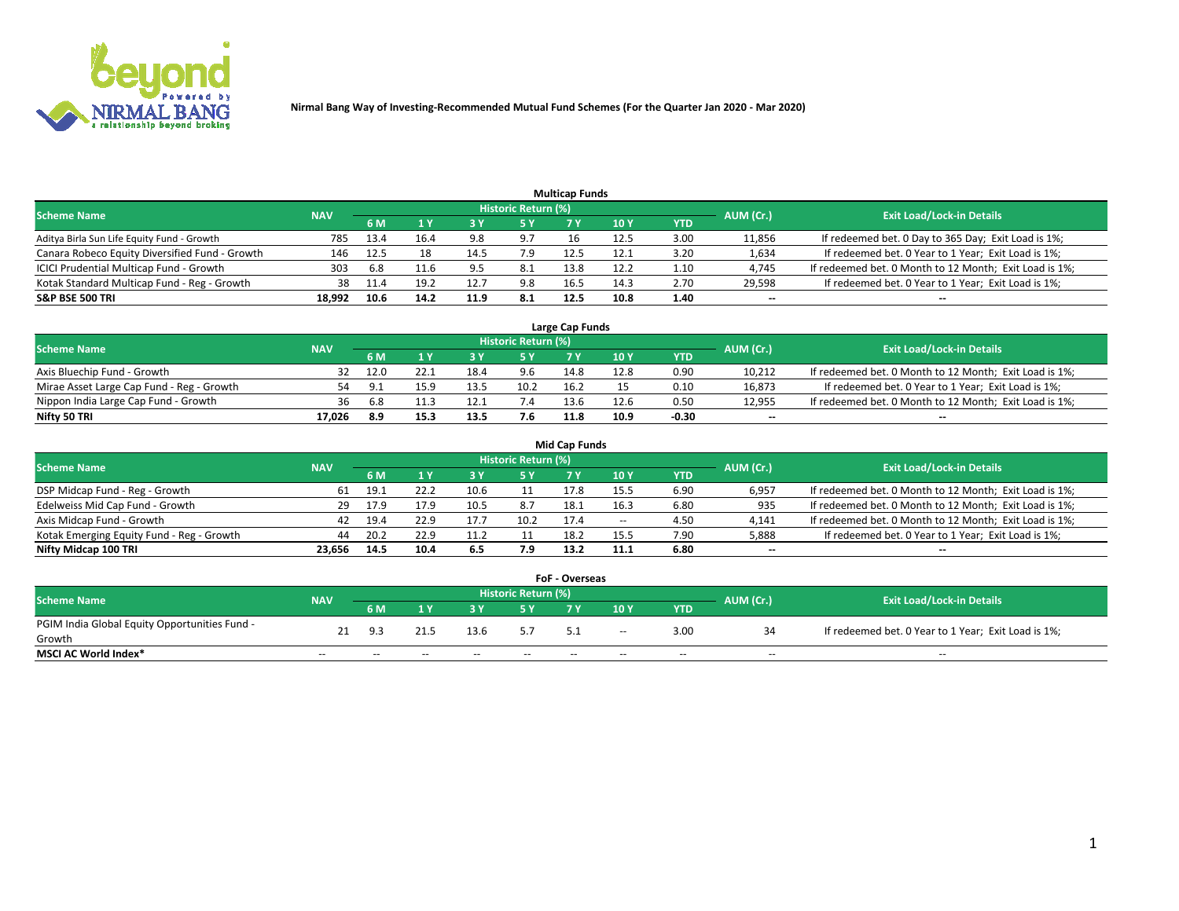**Nirmal Bang Way of Investing-Recommended Mutual Fund Schemes (For the Quarter Jan 2020 - Mar 2020)**

### Multicap Funds

| Scheme Name | NAV | Historic Return (%) | | | | | | | AUM (Cr.) | Exit Load/Lock-in Details |
|---|---|---|---|---|---|---|---|---|---|---|
| | | 6 M | 1 Y | 3 Y | 5 Y | 7 Y | 10 Y | YTD | | |
| Aditya Birla Sun Life Equity Fund - Growth | 785 | 13.4 | 16.4 | 9.8 | 9.7 | 16 | 12.5 | 3.00 | 11,856 | If redeemed bet. 0 Day to 365 Day; Exit Load is 1%; |
| Canara Robeco Equity Diversified Fund - Growth | 146 | 12.5 | 18 | 14.5 | 7.9 | 12.5 | 12.1 | 3.20 | 1,634 | If redeemed bet. 0 Year to 1 Year; Exit Load is 1%; |
| ICICI Prudential Multicap Fund - Growth | 303 | 6.8 | 11.6 | 9.5 | 8.1 | 13.8 | 12.2 | 1.10 | 4,745 | If redeemed bet. 0 Month to 12 Month; Exit Load is 1%; |
| Kotak Standard Multicap Fund - Reg - Growth | 38 | 11.4 | 19.2 | 12.7 | 9.8 | 16.5 | 14.3 | 2.70 | 29,598 | If redeemed bet. 0 Year to 1 Year; Exit Load is 1%; |
| **S&P BSE 500 TRI** | **18,992** | **10.6** | **14.2** | **11.9** | **8.1** | **12.5** | **10.8** | **1.40** | -- | -- |

### Large Cap Funds

| Scheme Name | NAV | Historic Return (%) | | | | | | | AUM (Cr.) | Exit Load/Lock-in Details |
|---|---|---|---|---|---|---|---|---|---|---|
| | | 6 M | 1 Y | 3 Y | 5 Y | 7 Y | 10 Y | YTD | | |
| Axis Bluechip Fund - Growth | 32 | 12.0 | 22.1 | 18.4 | 9.6 | 14.8 | 12.8 | 0.90 | 10,212 | If redeemed bet. 0 Month to 12 Month; Exit Load is 1%; |
| Mirae Asset Large Cap Fund - Reg - Growth | 54 | 9.1 | 15.9 | 13.5 | 10.2 | 16.2 | 15 | 0.10 | 16,873 | If redeemed bet. 0 Year to 1 Year; Exit Load is 1%; |
| Nippon India Large Cap Fund - Growth | 36 | 6.8 | 11.3 | 12.1 | 7.4 | 13.6 | 12.6 | 0.50 | 12,955 | If redeemed bet. 0 Month to 12 Month; Exit Load is 1%; |
| **Nifty 50 TRI** | **17,026** | **8.9** | **15.3** | **13.5** | **7.6** | **11.8** | **10.9** | **-0.30** | -- | -- |

### Mid Cap Funds

| Scheme Name | NAV | Historic Return (%) | | | | | | | AUM (Cr.) | Exit Load/Lock-in Details |
|---|---|---|---|---|---|---|---|---|---|---|
| | | 6 M | 1 Y | 3 Y | 5 Y | 7 Y | 10 Y | YTD | | |
| DSP Midcap Fund - Reg - Growth | 61 | 19.1 | 22.2 | 10.6 | 11 | 17.8 | 15.5 | 6.90 | 6,957 | If redeemed bet. 0 Month to 12 Month; Exit Load is 1%; |
| Edelweiss Mid Cap Fund - Growth | 29 | 17.9 | 17.9 | 10.5 | 8.7 | 18.1 | 16.3 | 6.80 | 935 | If redeemed bet. 0 Month to 12 Month; Exit Load is 1%; |
| Axis Midcap Fund - Growth | 42 | 19.4 | 22.9 | 17.7 | 10.2 | 17.4 | -- | 4.50 | 4,141 | If redeemed bet. 0 Month to 12 Month; Exit Load is 1%; |
| Kotak Emerging Equity Fund - Reg - Growth | 44 | 20.2 | 22.9 | 11.2 | 11 | 18.2 | 15.5 | 7.90 | 5,888 | If redeemed bet. 0 Year to 1 Year; Exit Load is 1%; |
| **Nifty Midcap 100 TRI** | **23,656** | **14.5** | **10.4** | **6.5** | **7.9** | **13.2** | **11.1** | **6.80** | -- | -- |

### FoF - Overseas

| Scheme Name | NAV | Historic Return (%) | | | | | | | AUM (Cr.) | Exit Load/Lock-in Details |
|---|---|---|---|---|---|---|---|---|---|---|
| | | 6 M | 1 Y | 3 Y | 5 Y | 7 Y | 10 Y | YTD | | |
| PGIM India Global Equity Opportunities Fund - Growth | 21 | 9.3 | 21.5 | 13.6 | 5.7 | 5.1 | -- | 3.00 | 34 | If redeemed bet. 0 Year to 1 Year; Exit Load is 1%; |
| **MSCI AC World Index*** | -- | -- | -- | -- | -- | -- | -- | -- | -- | -- |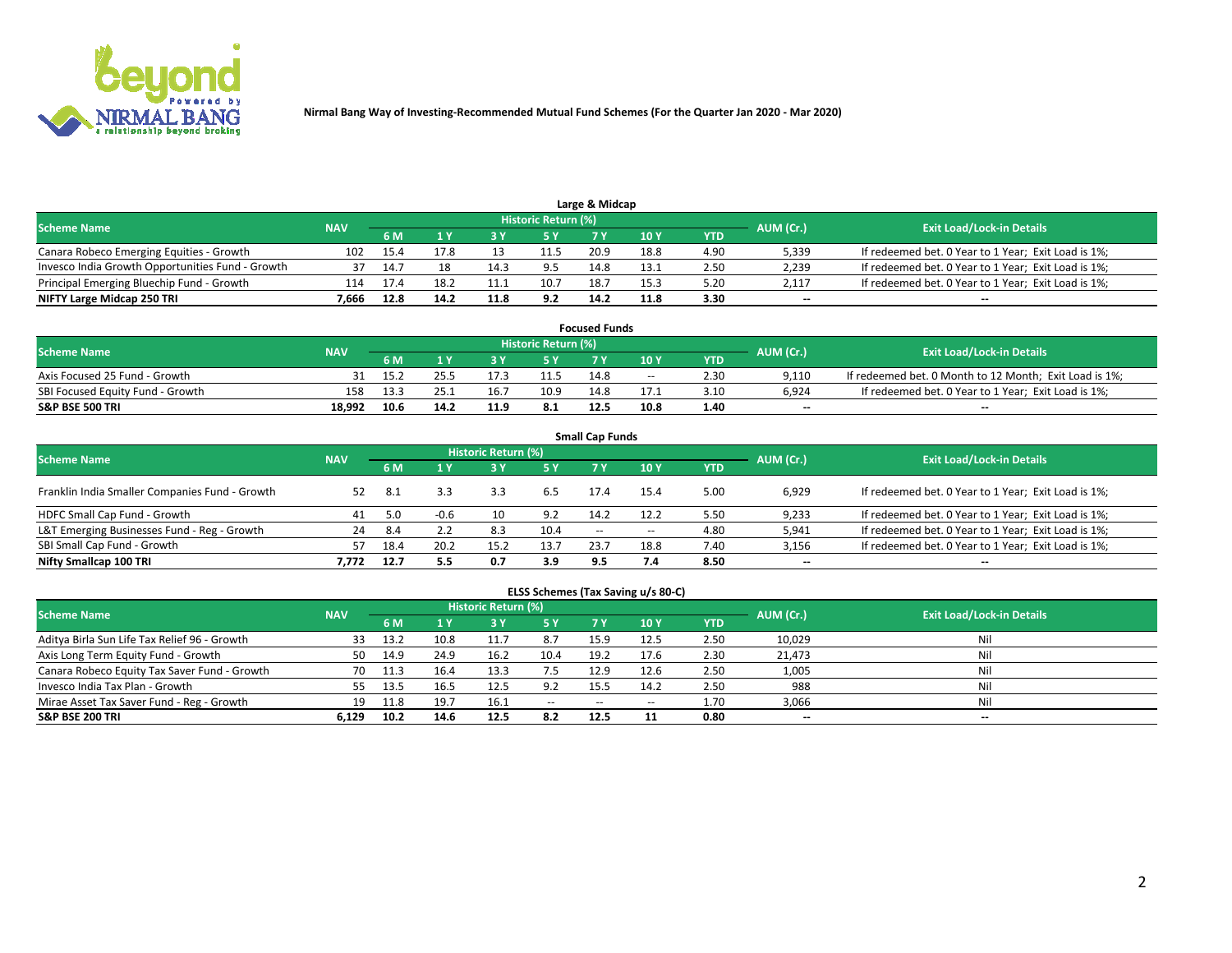Nirmal Bang Way of Investing-Recommended Mutual Fund Schemes (For the Quarter Jan 2020 - Mar 2020)

## Large & Midcap

| Scheme Name | NAV | Historic Return (%) | | | | | | | AUM (Cr.) | Exit Load/Lock-in Details |
|---|---|---|---|---|---|---|---|---|---|---|
| | | 6 M | 1 Y | 3 Y | 5 Y | 7 Y | 10 Y | YTD | | |
| Canara Robeco Emerging Equities - Growth | 102 | 15.4 | 17.8 | 13 | 11.5 | 20.9 | 18.8 | 4.90 | 5,339 | If redeemed bet. 0 Year to 1 Year; Exit Load is 1%; |
| Invesco India Growth Opportunities Fund - Growth | 37 | 14.7 | 18 | 14.3 | 9.5 | 14.8 | 13.1 | 2.50 | 2,239 | If redeemed bet. 0 Year to 1 Year; Exit Load is 1%; |
| Principal Emerging Bluechip Fund - Growth | 114 | 17.4 | 18.2 | 11.1 | 10.7 | 18.7 | 15.3 | 5.20 | 2,117 | If redeemed bet. 0 Year to 1 Year; Exit Load is 1%; |
| **NIFTY Large Midcap 250 TRI** | **7,666** | **12.8** | **14.2** | **11.8** | **9.2** | **14.2** | **11.8** | **3.30** | **--** | **--** |

## Focused Funds

| Scheme Name | NAV | Historic Return (%) | | | | | | | AUM (Cr.) | Exit Load/Lock-in Details |
|---|---|---|---|---|---|---|---|---|---|---|
| | | 6 M | 1 Y | 3 Y | 5 Y | 7 Y | 10 Y | YTD | | |
| Axis Focused 25 Fund - Growth | 31 | 15.2 | 25.5 | 17.3 | 11.5 | 14.8 | -- | 2.30 | 9,110 | If redeemed bet. 0 Month to 12 Month; Exit Load is 1%; |
| SBI Focused Equity Fund - Growth | 158 | 13.3 | 25.1 | 16.7 | 10.9 | 14.8 | 17.1 | 3.10 | 6,924 | If redeemed bet. 0 Year to 1 Year; Exit Load is 1%; |
| **S&P BSE 500 TRI** | **18,992** | **10.6** | **14.2** | **11.9** | **8.1** | **12.5** | **10.8** | **1.40** | **--** | **--** |

## Small Cap Funds

| Scheme Name | NAV | Historic Return (%) | | | | | | | AUM (Cr.) | Exit Load/Lock-in Details |
|---|---|---|---|---|---|---|---|---|---|---|
| | | 6 M | 1 Y | 3 Y | 5 Y | 7 Y | 10 Y | YTD | | |
| Franklin India Smaller Companies Fund - Growth | 52 | 8.1 | 3.3 | 3.3 | 6.5 | 17.4 | 15.4 | 5.00 | 6,929 | If redeemed bet. 0 Year to 1 Year; Exit Load is 1%; |
| HDFC Small Cap Fund - Growth | 41 | 5.0 | -0.6 | 10 | 9.2 | 14.2 | 12.2 | 5.50 | 9,233 | If redeemed bet. 0 Year to 1 Year; Exit Load is 1%; |
| L&T Emerging Businesses Fund - Reg - Growth | 24 | 8.4 | 2.2 | 8.3 | 10.4 | -- | -- | 4.80 | 5,941 | If redeemed bet. 0 Year to 1 Year; Exit Load is 1%; |
| SBI Small Cap Fund - Growth | 57 | 18.4 | 20.2 | 15.2 | 13.7 | 23.7 | 18.8 | 7.40 | 3,156 | If redeemed bet. 0 Year to 1 Year; Exit Load is 1%; |
| **Nifty Smallcap 100 TRI** | **7,772** | **12.7** | **5.5** | **0.7** | **3.9** | **9.5** | **7.4** | **8.50** | **--** | **--** |

## ELSS Schemes (Tax Saving u/s 80-C)

| Scheme Name | NAV | Historic Return (%) | | | | | | | AUM (Cr.) | Exit Load/Lock-in Details |
|---|---|---|---|---|---|---|---|---|---|---|
| | | 6 M | 1 Y | 3 Y | 5 Y | 7 Y | 10 Y | YTD | | |
| Aditya Birla Sun Life Tax Relief 96 - Growth | 33 | 13.2 | 10.8 | 11.7 | 8.7 | 15.9 | 12.5 | 2.50 | 10,029 | Nil |
| Axis Long Term Equity Fund - Growth | 50 | 14.9 | 24.9 | 16.2 | 10.4 | 19.2 | 17.6 | 2.30 | 21,473 | Nil |
| Canara Robeco Equity Tax Saver Fund - Growth | 70 | 11.3 | 16.4 | 13.3 | 7.5 | 12.9 | 12.6 | 2.50 | 1,005 | Nil |
| Invesco India Tax Plan - Growth | 55 | 13.5 | 16.5 | 12.5 | 9.2 | 15.5 | 14.2 | 2.50 | 988 | Nil |
| Mirae Asset Tax Saver Fund - Reg - Growth | 19 | 11.8 | 19.7 | 16.1 | -- | -- | -- | 1.70 | 3,066 | Nil |
| **S&P BSE 200 TRI** | **6,129** | **10.2** | **14.6** | **12.5** | **8.2** | **12.5** | **11** | **0.80** | **--** | **--** |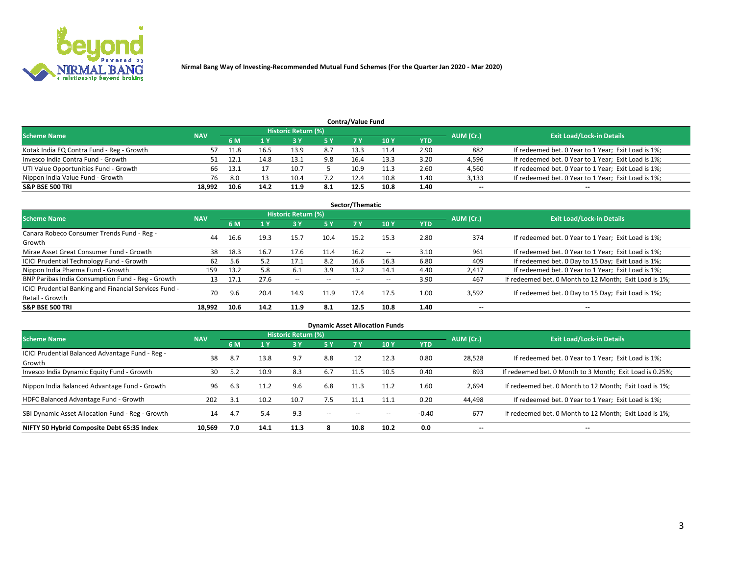Nirmal Bang Way of Investing-Recommended Mutual Fund Schemes (For the Quarter Jan 2020 - Mar 2020)

## Contra/Value Fund

| Scheme Name | NAV | Historic Return (%) | | | | | | | AUM (Cr.) | Exit Load/Lock-in Details |
|---|---|---|---|---|---|---|---|---|---|---|
| | | 6 M | 1 Y | 3 Y | 5 Y | 7 Y | 10 Y | YTD | | |
| Kotak India EQ Contra Fund - Reg - Growth | 57 | 11.8 | 16.5 | 13.9 | 8.7 | 13.3 | 11.4 | 2.90 | 882 | If redeemed bet. 0 Year to 1 Year; Exit Load is 1%; |
| Invesco India Contra Fund - Growth | 51 | 12.1 | 14.8 | 13.1 | 9.8 | 16.4 | 13.3 | 3.20 | 4,596 | If redeemed bet. 0 Year to 1 Year; Exit Load is 1%; |
| UTI Value Opportunities Fund - Growth | 66 | 13.1 | 17 | 10.7 | 5 | 10.9 | 11.3 | 2.60 | 4,560 | If redeemed bet. 0 Year to 1 Year; Exit Load is 1%; |
| Nippon India Value Fund - Growth | 76 | 8.0 | 13 | 10.4 | 7.2 | 12.4 | 10.8 | 1.40 | 3,133 | If redeemed bet. 0 Year to 1 Year; Exit Load is 1%; |
| **S&P BSE 500 TRI** | **18,992** | **10.6** | **14.2** | **11.9** | **8.1** | **12.5** | **10.8** | **1.40** | **--** | **--** |

## Sector/Thematic

| Scheme Name | NAV | Historic Return (%) | | | | | | | AUM (Cr.) | Exit Load/Lock-in Details |
|---|---|---|---|---|---|---|---|---|---|---|
| | | 6 M | 1 Y | 3 Y | 5 Y | 7 Y | 10 Y | YTD | | |
| Canara Robeco Consumer Trends Fund - Reg - Growth | 44 | 16.6 | 19.3 | 15.7 | 10.4 | 15.2 | 15.3 | 2.80 | 374 | If redeemed bet. 0 Year to 1 Year; Exit Load is 1%; |
| Mirae Asset Great Consumer Fund - Growth | 38 | 18.3 | 16.7 | 17.6 | 11.4 | 16.2 | -- | 3.10 | 961 | If redeemed bet. 0 Year to 1 Year; Exit Load is 1%; |
| ICICI Prudential Technology Fund - Growth | 62 | 5.6 | 5.2 | 17.1 | 8.2 | 16.6 | 16.3 | 6.80 | 409 | If redeemed bet. 0 Day to 15 Day; Exit Load is 1%; |
| Nippon India Pharma Fund - Growth | 159 | 13.2 | 5.8 | 6.1 | 3.9 | 13.2 | 14.1 | 4.40 | 2,417 | If redeemed bet. 0 Year to 1 Year; Exit Load is 1%; |
| BNP Paribas India Consumption Fund - Reg - Growth | 13 | 17.1 | 27.6 | -- | -- | -- | -- | 3.90 | 467 | If redeemed bet. 0 Month to 12 Month; Exit Load is 1%; |
| ICICI Prudential Banking and Financial Services Fund - Retail - Growth | 70 | 9.6 | 20.4 | 14.9 | 11.9 | 17.4 | 17.5 | 1.00 | 3,592 | If redeemed bet. 0 Day to 15 Day; Exit Load is 1%; |
| **S&P BSE 500 TRI** | **18,992** | **10.6** | **14.2** | **11.9** | **8.1** | **12.5** | **10.8** | **1.40** | **--** | **--** |

## Dynamic Asset Allocation Funds

| Scheme Name | NAV | Historic Return (%) | | | | | | | AUM (Cr.) | Exit Load/Lock-in Details |
|---|---|---|---|---|---|---|---|---|---|---|
| | | 6 M | 1 Y | 3 Y | 5 Y | 7 Y | 10 Y | YTD | | |
| ICICI Prudential Balanced Advantage Fund - Reg - Growth | 38 | 8.7 | 13.8 | 9.7 | 8.8 | 12 | 12.3 | 0.80 | 28,528 | If redeemed bet. 0 Year to 1 Year; Exit Load is 1%; |
| Invesco India Dynamic Equity Fund - Growth | 30 | 5.2 | 10.9 | 8.3 | 6.7 | 11.5 | 10.5 | 0.40 | 893 | If redeemed bet. 0 Month to 3 Month; Exit Load is 0.25%; |
| Nippon India Balanced Advantage Fund - Growth | 96 | 6.3 | 11.2 | 9.6 | 6.8 | 11.3 | 11.2 | 1.60 | 2,694 | If redeemed bet. 0 Month to 12 Month; Exit Load is 1%; |
| HDFC Balanced Advantage Fund - Growth | 202 | 3.1 | 10.2 | 10.7 | 7.5 | 11.1 | 11.1 | 0.20 | 44,498 | If redeemed bet. 0 Year to 1 Year; Exit Load is 1%; |
| SBI Dynamic Asset Allocation Fund - Reg - Growth | 14 | 4.7 | 5.4 | 9.3 | -- | -- | -- | -0.40 | 677 | If redeemed bet. 0 Month to 12 Month; Exit Load is 1%; |
| **NIFTY 50 Hybrid Composite Debt 65:35 Index** | **10,569** | **7.0** | **14.1** | **11.3** | **8** | **10.8** | **10.2** | **0.0** | **--** | **--** |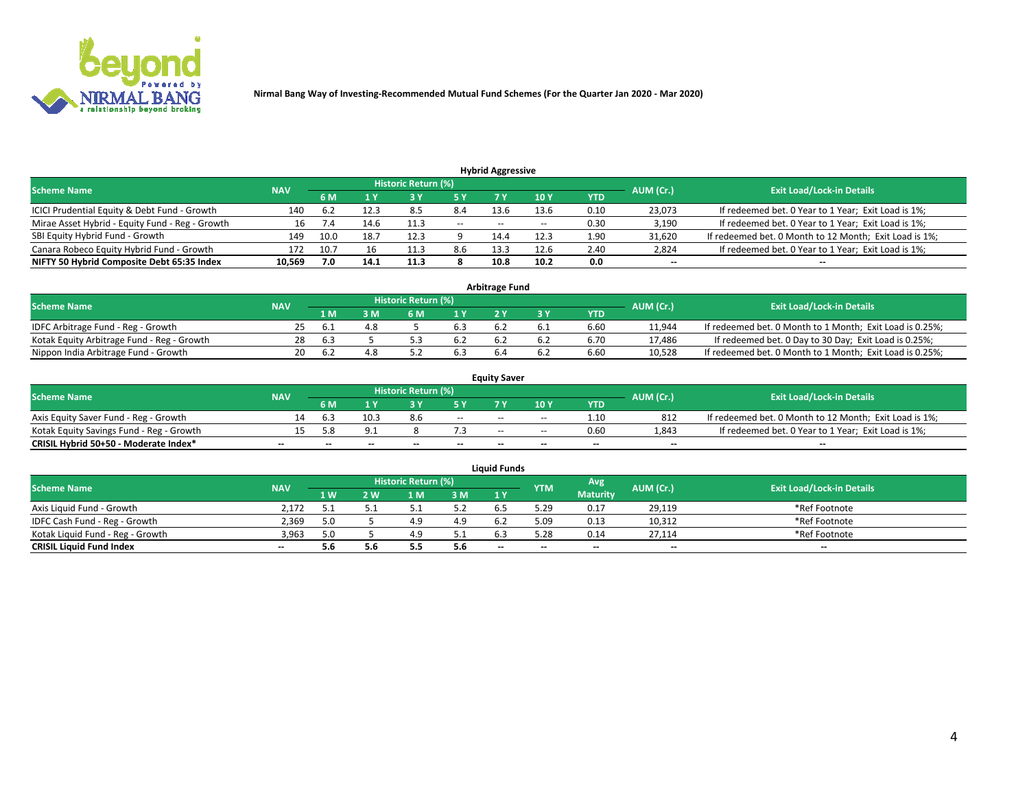**Nirmal Bang Way of Investing-Recommended Mutual Fund Schemes (For the Quarter Jan 2020 - Mar 2020)**

### Hybrid Aggressive

| Scheme Name | NAV | Historic Return (%) | | | | | | | AUM (Cr.) | Exit Load/Lock-in Details |
|---|---|---|---|---|---|---|---|---|---|---|
| | | 6 M | 1 Y | 3 Y | 5 Y | 7 Y | 10 Y | YTD | | |
| ICICI Prudential Equity & Debt Fund - Growth | 140 | 6.2 | 12.3 | 8.5 | 8.4 | 13.6 | 13.6 | 0.10 | 23,073 | If redeemed bet. 0 Year to 1 Year; Exit Load is 1%; |
| Mirae Asset Hybrid - Equity Fund - Reg - Growth | 16 | 7.4 | 14.6 | 11.3 | -- | -- | -- | 0.30 | 3,190 | If redeemed bet. 0 Year to 1 Year; Exit Load is 1%; |
| SBI Equity Hybrid Fund - Growth | 149 | 10.0 | 18.7 | 12.3 | 9 | 14.4 | 12.3 | 1.90 | 31,620 | If redeemed bet. 0 Month to 12 Month; Exit Load is 1%; |
| Canara Robeco Equity Hybrid Fund - Growth | 172 | 10.7 | 16 | 11.3 | 8.6 | 13.3 | 12.6 | 2.40 | 2,824 | If redeemed bet. 0 Year to 1 Year; Exit Load is 1%; |
| **NIFTY 50 Hybrid Composite Debt 65:35 Index** | **10,569** | **7.0** | **14.1** | **11.3** | **8** | **10.8** | **10.2** | **0.0** | **--** | **--** |

### Arbitrage Fund

| Scheme Name | NAV | Historic Return (%) | | | | | | | AUM (Cr.) | Exit Load/Lock-in Details |
|---|---|---|---|---|---|---|---|---|---|---|
| | | 1 M | 3 M | 6 M | 1 Y | 2 Y | 3 Y | YTD | | |
| IDFC Arbitrage Fund - Reg - Growth | 25 | 6.1 | 4.8 | 5 | 6.3 | 6.2 | 6.1 | 6.60 | 11,944 | If redeemed bet. 0 Month to 1 Month; Exit Load is 0.25%; |
| Kotak Equity Arbitrage Fund - Reg - Growth | 28 | 6.3 | 5 | 5.3 | 6.2 | 6.2 | 6.2 | 6.70 | 17,486 | If redeemed bet. 0 Day to 30 Day; Exit Load is 0.25%; |
| Nippon India Arbitrage Fund - Growth | 20 | 6.2 | 4.8 | 5.2 | 6.3 | 6.4 | 6.2 | 6.60 | 10,528 | If redeemed bet. 0 Month to 1 Month; Exit Load is 0.25%; |

### Equity Saver

| Scheme Name | NAV | Historic Return (%) | | | | | | | AUM (Cr.) | Exit Load/Lock-in Details |
|---|---|---|---|---|---|---|---|---|---|---|
| | | 6 M | 1 Y | 3 Y | 5 Y | 7 Y | 10 Y | YTD | | |
| Axis Equity Saver Fund - Reg - Growth | 14 | 6.3 | 10.3 | 8.6 | -- | -- | -- | 1.10 | 812 | If redeemed bet. 0 Month to 12 Month; Exit Load is 1%; |
| Kotak Equity Savings Fund - Reg - Growth | 15 | 5.8 | 9.1 | 8 | 7.3 | -- | -- | 0.60 | 1,843 | If redeemed bet. 0 Year to 1 Year; Exit Load is 1%; |
| **CRISIL Hybrid 50+50 - Moderate Index*** | **--** | **--** | **--** | **--** | **--** | **--** | **--** | **--** | **--** | **--** |

### Liquid Funds

| Scheme Name | NAV | Historic Return (%) | | | | | YTM | Avg Maturity | AUM (Cr.) | Exit Load/Lock-in Details |
|---|---|---|---|---|---|---|---|---|---|---|
| | | 1 W | 2 W | 1 M | 3 M | 1 Y | | | | |
| Axis Liquid Fund - Growth | 2,172 | 5.1 | 5.1 | 5.1 | 5.2 | 6.5 | 5.29 | 0.17 | 29,119 | *Ref Footnote |
| IDFC Cash Fund - Reg - Growth | 2,369 | 5.0 | 5 | 4.9 | 4.9 | 6.2 | 5.09 | 0.13 | 10,312 | *Ref Footnote |
| Kotak Liquid Fund - Reg - Growth | 3,963 | 5.0 | 5 | 4.9 | 5.1 | 6.3 | 5.28 | 0.14 | 27,114 | *Ref Footnote |
| **CRISIL Liquid Fund Index** | **--** | **5.6** | **5.6** | **5.5** | **5.6** | **--** | **--** | **--** | **--** | **--** |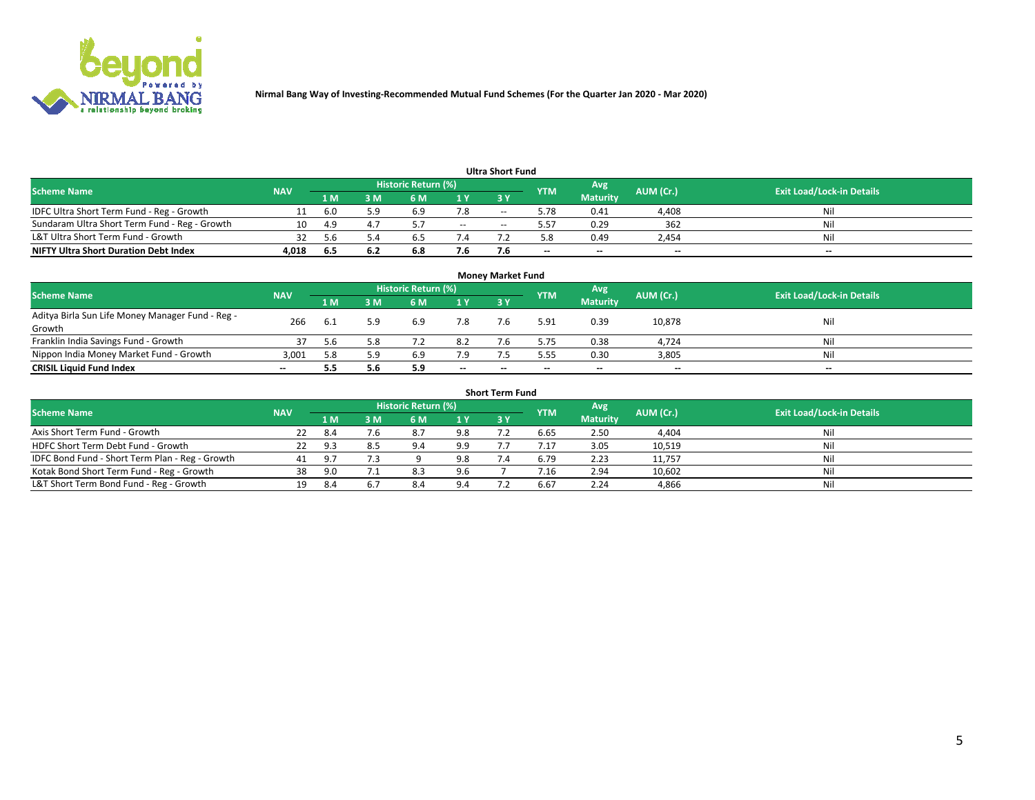Nirmal Bang Way of Investing-Recommended Mutual Fund Schemes (For the Quarter Jan 2020 - Mar 2020)

## Ultra Short Fund

| Scheme Name | NAV | Historic Return (%) | | | | | YTM | Avg Maturity | AUM (Cr.) | Exit Load/Lock-in Details |
|---|---|---|---|---|---|---|---|---|---|---|
| | | 1 M | 3 M | 6 M | 1 Y | 3 Y | | | | |
| IDFC Ultra Short Term Fund - Reg - Growth | 11 | 6.0 | 5.9 | 6.9 | 7.8 | -- | 5.78 | 0.41 | 4,408 | Nil |
| Sundaram Ultra Short Term Fund - Reg - Growth | 10 | 4.9 | 4.7 | 5.7 | -- | -- | 5.57 | 0.29 | 362 | Nil |
| L&T Ultra Short Term Fund - Growth | 32 | 5.6 | 5.4 | 6.5 | 7.4 | 7.2 | 5.8 | 0.49 | 2,454 | Nil |
| **NIFTY Ultra Short Duration Debt Index** | **4,018** | **6.5** | **6.2** | **6.8** | **7.6** | **7.6** | -- | -- | -- | -- |

## Money Market Fund

| Scheme Name | NAV | Historic Return (%) | | | | | YTM | Avg Maturity | AUM (Cr.) | Exit Load/Lock-in Details |
|---|---|---|---|---|---|---|---|---|---|---|
| | | 1 M | 3 M | 6 M | 1 Y | 3 Y | | | | |
| Aditya Birla Sun Life Money Manager Fund - Reg - Growth | 266 | 6.1 | 5.9 | 6.9 | 7.8 | 7.6 | 5.91 | 0.39 | 10,878 | Nil |
| Franklin India Savings Fund - Growth | 37 | 5.6 | 5.8 | 7.2 | 8.2 | 7.6 | 5.75 | 0.38 | 4,724 | Nil |
| Nippon India Money Market Fund - Growth | 3,001 | 5.8 | 5.9 | 6.9 | 7.9 | 7.5 | 5.55 | 0.30 | 3,805 | Nil |
| **CRISIL Liquid Fund Index** | -- | **5.5** | **5.6** | **5.9** | -- | -- | -- | -- | -- | -- |

## Short Term Fund

| Scheme Name | NAV | Historic Return (%) | | | | | YTM | Avg Maturity | AUM (Cr.) | Exit Load/Lock-in Details |
|---|---|---|---|---|---|---|---|---|---|---|
| | | 1 M | 3 M | 6 M | 1 Y | 3 Y | | | | |
| Axis Short Term Fund - Growth | 22 | 8.4 | 7.6 | 8.7 | 9.8 | 7.2 | 6.65 | 2.50 | 4,404 | Nil |
| HDFC Short Term Debt Fund - Growth | 22 | 9.3 | 8.5 | 9.4 | 9.9 | 7.7 | 7.17 | 3.05 | 10,519 | Nil |
| IDFC Bond Fund - Short Term Plan - Reg - Growth | 41 | 9.7 | 7.3 | 9 | 9.8 | 7.4 | 6.79 | 2.23 | 11,757 | Nil |
| Kotak Bond Short Term Fund - Reg - Growth | 38 | 9.0 | 7.1 | 8.3 | 9.6 | 7 | 7.16 | 2.94 | 10,602 | Nil |
| L&T Short Term Bond Fund - Reg - Growth | 19 | 8.4 | 6.7 | 8.4 | 9.4 | 7.2 | 6.67 | 2.24 | 4,866 | Nil |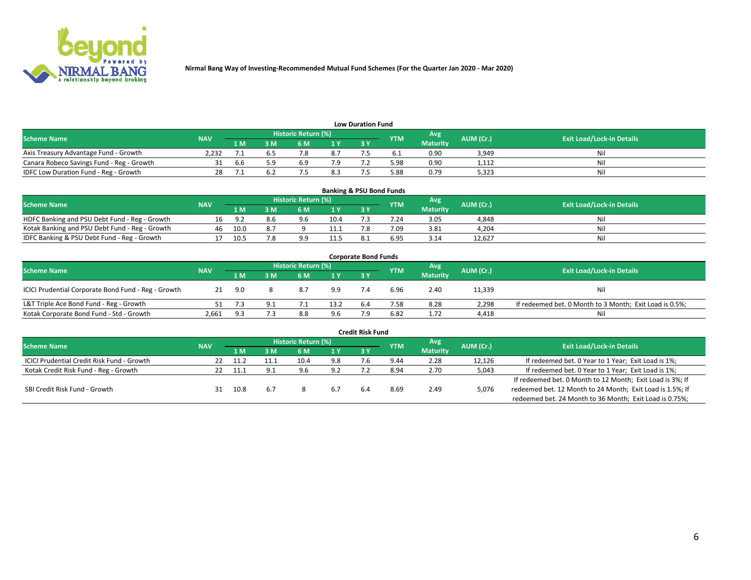Nirmal Bang Way of Investing-Recommended Mutual Fund Schemes (For the Quarter Jan 2020 - Mar 2020)

### Low Duration Fund

| Scheme Name | NAV | Historic Return (%) | | | | | YTM | Avg Maturity | AUM (Cr.) | Exit Load/Lock-in Details |
|---|---|---|---|---|---|---|---|---|---|---|
| | | 1 M | 3 M | 6 M | 1 Y | 3 Y | | | | |
| Axis Treasury Advantage Fund - Growth | 2,232 | 7.1 | 6.5 | 7.8 | 8.7 | 7.5 | 6.1 | 0.90 | 3,949 | Nil |
| Canara Robeco Savings Fund - Reg - Growth | 31 | 6.6 | 5.9 | 6.9 | 7.9 | 7.2 | 5.98 | 0.90 | 1,112 | Nil |
| IDFC Low Duration Fund - Reg - Growth | 28 | 7.1 | 6.2 | 7.5 | 8.3 | 7.5 | 5.88 | 0.79 | 5,323 | Nil |

### Banking & PSU Bond Funds

| Scheme Name | NAV | Historic Return (%) | | | | | YTM | Avg Maturity | AUM (Cr.) | Exit Load/Lock-in Details |
|---|---|---|---|---|---|---|---|---|---|---|
| | | 1 M | 3 M | 6 M | 1 Y | 3 Y | | | | |
| HDFC Banking and PSU Debt Fund - Reg - Growth | 16 | 9.2 | 8.6 | 9.6 | 10.4 | 7.3 | 7.24 | 3.05 | 4,848 | Nil |
| Kotak Banking and PSU Debt Fund - Reg - Growth | 46 | 10.0 | 8.7 | 9 | 11.1 | 7.8 | 7.09 | 3.81 | 4,204 | Nil |
| IDFC Banking & PSU Debt Fund - Reg - Growth | 17 | 10.5 | 7.8 | 9.9 | 11.5 | 8.1 | 6.95 | 3.14 | 12,627 | Nil |

### Corporate Bond Funds

| Scheme Name | NAV | Historic Return (%) | | | | | YTM | Avg Maturity | AUM (Cr.) | Exit Load/Lock-in Details |
|---|---|---|---|---|---|---|---|---|---|---|
| | | 1 M | 3 M | 6 M | 1 Y | 3 Y | | | | |
| ICICI Prudential Corporate Bond Fund - Reg - Growth | 21 | 9.0 | 8 | 8.7 | 9.9 | 7.4 | 6.96 | 2.40 | 11,339 | Nil |
| L&T Triple Ace Bond Fund - Reg - Growth | 51 | 7.3 | 9.1 | 7.1 | 13.2 | 6.4 | 7.58 | 8.28 | 2,298 | If redeemed bet. 0 Month to 3 Month; Exit Load is 0.5%; |
| Kotak Corporate Bond Fund - Std - Growth | 2,661 | 9.3 | 7.3 | 8.8 | 9.6 | 7.9 | 6.82 | 1.72 | 4,418 | Nil |

### Credit Risk Fund

| Scheme Name | NAV | Historic Return (%) | | | | | YTM | Avg Maturity | AUM (Cr.) | Exit Load/Lock-in Details |
|---|---|---|---|---|---|---|---|---|---|---|
| | | 1 M | 3 M | 6 M | 1 Y | 3 Y | | | | |
| ICICI Prudential Credit Risk Fund - Growth | 22 | 11.2 | 11.1 | 10.4 | 9.8 | 7.6 | 9.44 | 2.28 | 12,126 | If redeemed bet. 0 Year to 1 Year; Exit Load is 1%; |
| Kotak Credit Risk Fund - Reg - Growth | 22 | 11.1 | 9.1 | 9.6 | 9.2 | 7.2 | 8.94 | 2.70 | 5,043 | If redeemed bet. 0 Year to 1 Year; Exit Load is 1%; |
| SBI Credit Risk Fund - Growth | 31 | 10.8 | 6.7 | 8 | 6.7 | 6.4 | 8.69 | 2.49 | 5,076 | If redeemed bet. 0 Month to 12 Month; Exit Load is 3%; If redeemed bet. 12 Month to 24 Month; Exit Load is 1.5%; If redeemed bet. 24 Month to 36 Month; Exit Load is 0.75%; |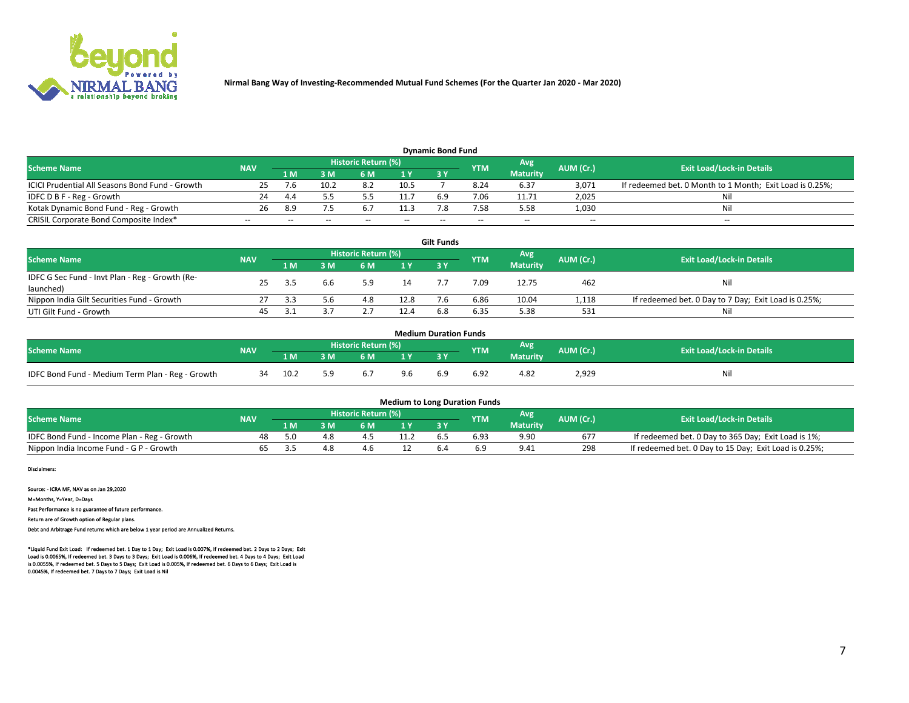**Nirmal Bang Way of Investing-Recommended Mutual Fund Schemes (For the Quarter Jan 2020 - Mar 2020)**

## Dynamic Bond Fund

| Scheme Name | NAV | Historic Return (%) | | | | | YTM | Avg Maturity | AUM (Cr.) | Exit Load/Lock-in Details |
|---|---|---|---|---|---|---|---|---|---|---|
| | | 1 M | 3 M | 6 M | 1 Y | 3 Y | | | | |
| ICICI Prudential All Seasons Bond Fund - Growth | 25 | 7.6 | 10.2 | 8.2 | 10.5 | 7 | 8.24 | 6.37 | 3,071 | If redeemed bet. 0 Month to 1 Month; Exit Load is 0.25%; |
| IDFC D B F - Reg - Growth | 24 | 4.4 | 5.5 | 5.5 | 11.7 | 6.9 | 7.06 | 11.71 | 2,025 | Nil |
| Kotak Dynamic Bond Fund - Reg - Growth | 26 | 8.9 | 7.5 | 6.7 | 11.3 | 7.8 | 7.58 | 5.58 | 1,030 | Nil |
| CRISIL Corporate Bond Composite Index* | -- | -- | -- | -- | -- | -- | -- | -- | -- | -- |

## Gilt Funds

| Scheme Name | NAV | Historic Return (%) | | | | | YTM | Avg Maturity | AUM (Cr.) | Exit Load/Lock-in Details |
|---|---|---|---|---|---|---|---|---|---|---|
| | | 1 M | 3 M | 6 M | 1 Y | 3 Y | | | | |
| IDFC G Sec Fund - Invt Plan - Reg - Growth (Re-launched) | 25 | 3.5 | 6.6 | 5.9 | 14 | 7.7 | 7.09 | 12.75 | 462 | Nil |
| Nippon India Gilt Securities Fund - Growth | 27 | 3.3 | 5.6 | 4.8 | 12.8 | 7.6 | 6.86 | 10.04 | 1,118 | If redeemed bet. 0 Day to 7 Day; Exit Load is 0.25%; |
| UTI Gilt Fund - Growth | 45 | 3.1 | 3.7 | 2.7 | 12.4 | 6.8 | 6.35 | 5.38 | 531 | Nil |

## Medium Duration Funds

| Scheme Name | NAV | Historic Return (%) | | | | | YTM | Avg Maturity | AUM (Cr.) | Exit Load/Lock-in Details |
|---|---|---|---|---|---|---|---|---|---|---|
| | | 1 M | 3 M | 6 M | 1 Y | 3 Y | | | | |
| IDFC Bond Fund - Medium Term Plan - Reg - Growth | 34 | 10.2 | 5.9 | 6.7 | 9.6 | 6.9 | 6.92 | 4.82 | 2,929 | Nil |

## Medium to Long Duration Funds

| Scheme Name | NAV | Historic Return (%) | | | | | YTM | Avg Maturity | AUM (Cr.) | Exit Load/Lock-in Details |
|---|---|---|---|---|---|---|---|---|---|---|
| | | 1 M | 3 M | 6 M | 1 Y | 3 Y | | | | |
| IDFC Bond Fund - Income Plan - Reg - Growth | 48 | 5.0 | 4.8 | 4.5 | 11.2 | 6.5 | 6.93 | 9.90 | 677 | If redeemed bet. 0 Day to 365 Day; Exit Load is 1%; |
| Nippon India Income Fund - G P - Growth | 65 | 3.5 | 4.8 | 4.6 | 12 | 6.4 | 6.9 | 9.41 | 298 | If redeemed bet. 0 Day to 15 Day; Exit Load is 0.25%; |

Disclaimers:

Source: - ICRA MF, NAV as on Jan 29,2020

M=Months, Y=Year, D=Days

Past Performance is no guarantee of future performance.

Return are of Growth option of Regular plans.

Debt and Arbitrage Fund returns which are below 1 year period are Annualized Returns.

*Liquid Fund Exit Load: If redeemed bet. 1 Day to 1 Day; Exit Load is 0.007%, If redeemed bet. 2 Days to 2 Days; Exit Load is 0.0065%, If redeemed bet. 3 Days to 3 Days; Exit Load is 0.006%, If redeemed bet. 4 Days to 4 Days; Exit Load is 0.0055%, If redeemed bet. 5 Days to 5 Days; Exit Load is 0.005%, If redeemed bet. 6 Days to 6 Days; Exit Load is 0.0045%, If redeemed bet. 7 Days to 7 Days; Exit Load is Nil